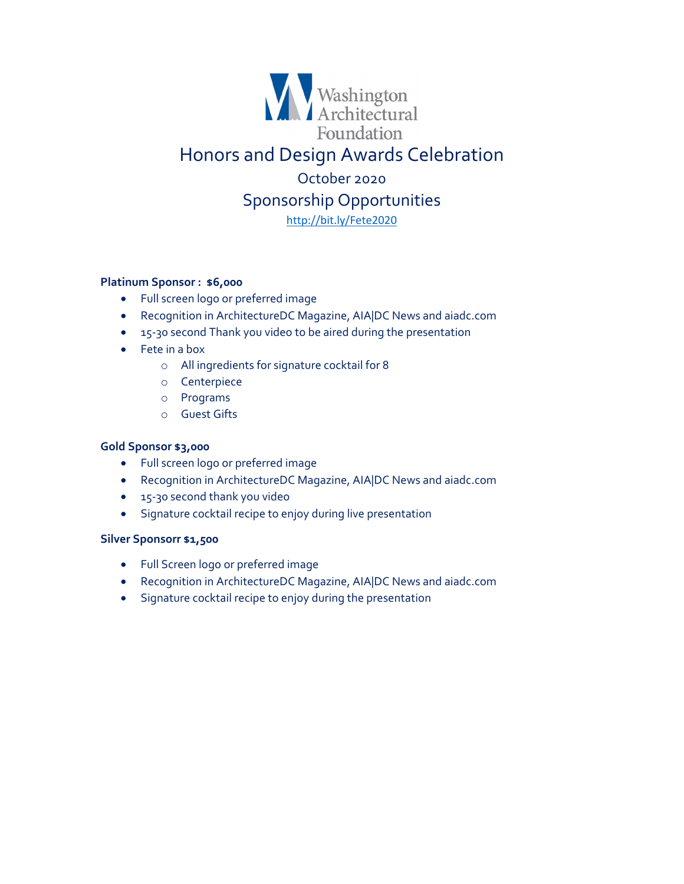Washington Architectural Foundation

# Honors and Design Awards Celebration

## October 2020

## Sponsorship Opportunities

http://bit.ly/Fete2020

**Platinum Sponsor : $6,000**

- Full screen logo or preferred image
- Recognition in ArchitectureDC Magazine, AIA|DC News and aiadc.com
- 15-30 second Thank you video to be aired during the presentation
- Fete in a box
  - All ingredients for signature cocktail for 8
  - Centerpiece
  - Programs
  - Guest Gifts

**Gold Sponsor $3,000**

- Full screen logo or preferred image
- Recognition in ArchitectureDC Magazine, AIA|DC News and aiadc.com
- 15-30 second thank you video
- Signature cocktail recipe to enjoy during live presentation

**Silver Sponsorr $1,500**

- Full Screen logo or preferred image
- Recognition in ArchitectureDC Magazine, AIA|DC News and aiadc.com
- Signature cocktail recipe to enjoy during the presentation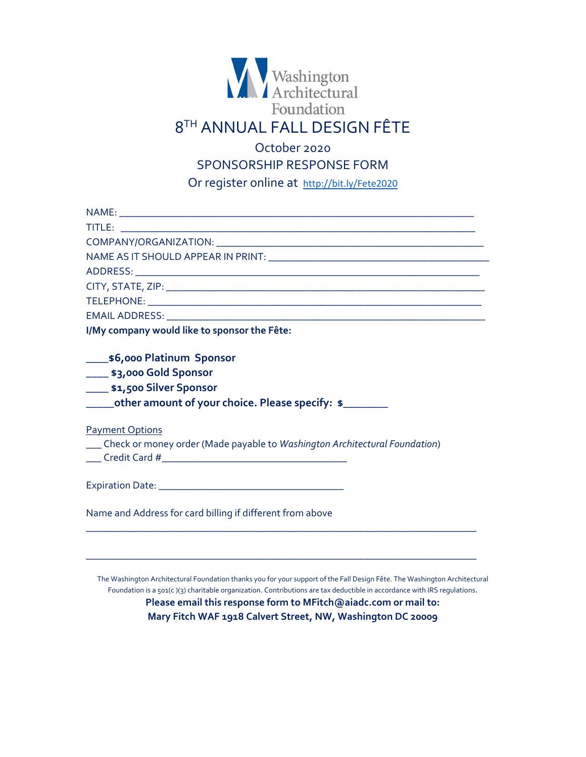Washington Architectural Foundation

# 8TH ANNUAL FALL DESIGN FÊTE

October 2020

SPONSORSHIP RESPONSE FORM

Or register online at [http://bit.ly/Fete2020](http://bit.ly/Fete2020)

NAME: ___________________________________________________________________

TITLE: ___________________________________________________________________

COMPANY/ORGANIZATION: ___________________________________________________

NAME AS IT SHOULD APPEAR IN PRINT: _________________________________________

ADDRESS: _________________________________________________________________

CITY, STATE, ZIP: ___________________________________________________________

TELEPHONE: _______________________________________________________________

EMAIL ADDRESS: ____________________________________________________________

**I/My company would like to sponsor the Fête:**

**____$6,000 Platinum Sponsor**

**____ $3,000 Gold Sponsor**

**____ $1,500 Silver Sponsor**

**_____other amount of your choice. Please specify: $________**

Payment Options

___ Check or money order (Made payable to *Washington Architectural Foundation*)

___ Credit Card #___________________________________

Expiration Date: ___________________________________

Name and Address for card billing if different from above

_____________________________________________________________________________

_____________________________________________________________________________

The Washington Architectural Foundation thanks you for your support of the Fall Design Fête. The Washington Architectural Foundation is a 501(c )(3) charitable organization. Contributions are tax deductible in accordance with IRS regulations.

**Please email this response form to MFitch@aiadc.com or mail to:**
**Mary Fitch WAF 1918 Calvert Street, NW, Washington DC 20009**